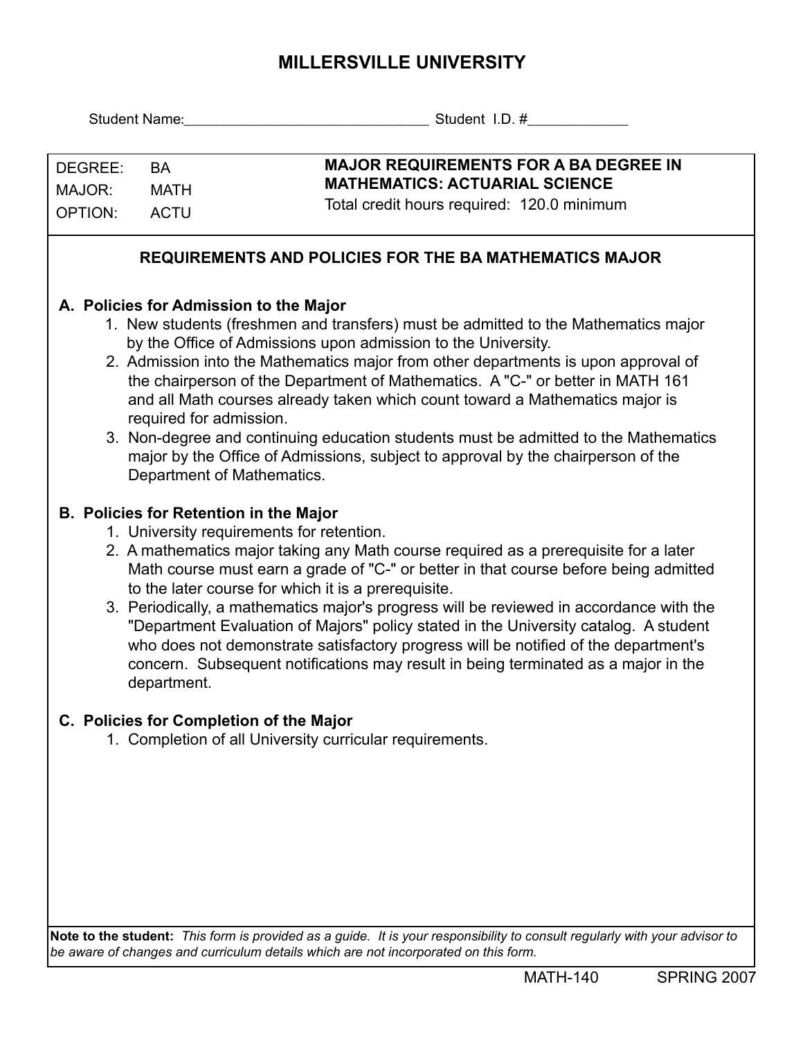# MILLERSVILLE UNIVERSITY

Student Name:_______________________________ Student I.D. #_____________

| DEGREE: BA<br>MAJOR: MATH<br>OPTION: ACTU | **MAJOR REQUIREMENTS FOR A BA DEGREE IN MATHEMATICS: ACTUARIAL SCIENCE**<br>Total credit hours required: 120.0 minimum |
|---|---|

## REQUIREMENTS AND POLICIES FOR THE BA MATHEMATICS MAJOR

### A. Policies for Admission to the Major

1. New students (freshmen and transfers) must be admitted to the Mathematics major by the Office of Admissions upon admission to the University.
2. Admission into the Mathematics major from other departments is upon approval of the chairperson of the Department of Mathematics. A "C-" or better in MATH 161 and all Math courses already taken which count toward a Mathematics major is required for admission.
3. Non-degree and continuing education students must be admitted to the Mathematics major by the Office of Admissions, subject to approval by the chairperson of the Department of Mathematics.

### B. Policies for Retention in the Major

1. University requirements for retention.
2. A mathematics major taking any Math course required as a prerequisite for a later Math course must earn a grade of "C-" or better in that course before being admitted to the later course for which it is a prerequisite.
3. Periodically, a mathematics major's progress will be reviewed in accordance with the "Department Evaluation of Majors" policy stated in the University catalog. A student who does not demonstrate satisfactory progress will be notified of the department's concern. Subsequent notifications may result in being terminated as a major in the department.

### C. Policies for Completion of the Major

1. Completion of all University curricular requirements.

**Note to the student:** *This form is provided as a guide. It is your responsibility to consult regularly with your advisor to be aware of changes and curriculum details which are not incorporated on this form.*

MATH-140 SPRING 2007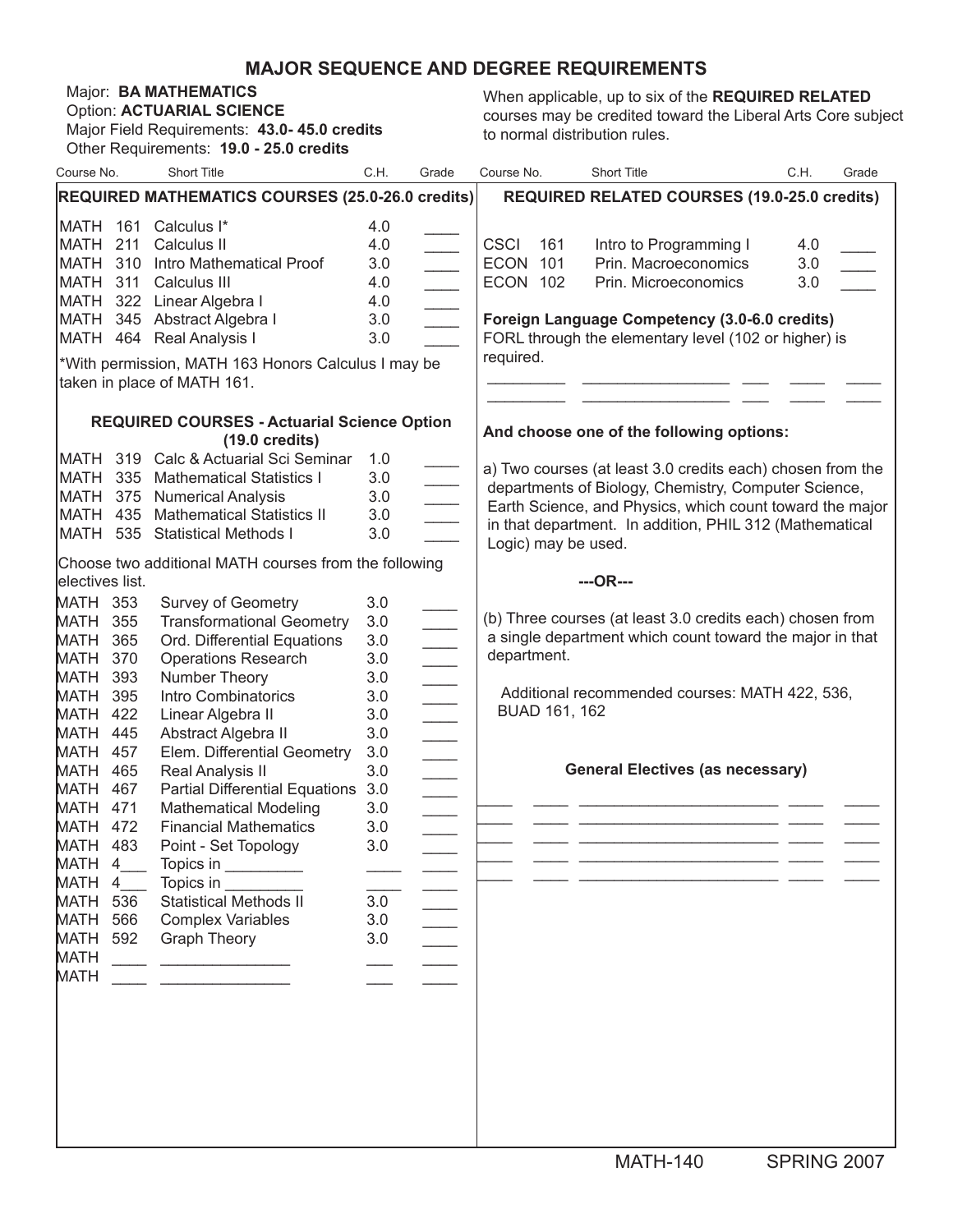# MAJOR SEQUENCE AND DEGREE REQUIREMENTS

Major: **BA MATHEMATICS**
Option: **ACTUARIAL SCIENCE**
Major Field Requirements: **43.0- 45.0 credits**
Other Requirements: **19.0 - 25.0 credits**

When applicable, up to six of the **REQUIRED RELATED** courses may be credited toward the Liberal Arts Core subject to normal distribution rules.

## REQUIRED MATHEMATICS COURSES (25.0-26.0 credits)

| Course No. | Short Title | C.H. | Grade |
|---|---|---|---|
| MATH 161 | Calculus I* | 4.0 | ____ |
| MATH 211 | Calculus II | 4.0 | ____ |
| MATH 310 | Intro Mathematical Proof | 3.0 | ____ |
| MATH 311 | Calculus III | 4.0 | ____ |
| MATH 322 | Linear Algebra I | 4.0 | ____ |
| MATH 345 | Abstract Algebra I | 3.0 | ____ |
| MATH 464 | Real Analysis I | 3.0 | ____ |

*With permission, MATH 163 Honors Calculus I may be taken in place of MATH 161.

## REQUIRED COURSES - Actuarial Science Option (19.0 credits)

| Course No. | Short Title | C.H. | Grade |
|---|---|---|---|
| MATH 319 | Calc & Actuarial Sci Seminar | 1.0 | ____ |
| MATH 335 | Mathematical Statistics I | 3.0 | ____ |
| MATH 375 | Numerical Analysis | 3.0 | ____ |
| MATH 435 | Mathematical Statistics II | 3.0 | ____ |
| MATH 535 | Statistical Methods I | 3.0 | ____ |

Choose two additional MATH courses from the following electives list.

| Course No. | Short Title | C.H. | Grade |
|---|---|---|---|
| MATH 353 | Survey of Geometry | 3.0 | ____ |
| MATH 355 | Transformational Geometry | 3.0 | ____ |
| MATH 365 | Ord. Differential Equations | 3.0 | ____ |
| MATH 370 | Operations Research | 3.0 | ____ |
| MATH 393 | Number Theory | 3.0 | ____ |
| MATH 395 | Intro Combinatorics | 3.0 | ____ |
| MATH 422 | Linear Algebra II | 3.0 | ____ |
| MATH 445 | Abstract Algebra II | 3.0 | ____ |
| MATH 457 | Elem. Differential Geometry | 3.0 | ____ |
| MATH 465 | Real Analysis II | 3.0 | ____ |
| MATH 467 | Partial Differential Equations | 3.0 | ____ |
| MATH 471 | Mathematical Modeling | 3.0 | ____ |
| MATH 472 | Financial Mathematics | 3.0 | ____ |
| MATH 483 | Point - Set Topology | 3.0 | ____ |
| MATH 4___ | Topics in _________ | ____ | ____ |
| MATH 4___ | Topics in _________ | ____ | ____ |
| MATH 536 | Statistical Methods II | 3.0 | ____ |
| MATH 566 | Complex Variables | 3.0 | ____ |
| MATH 592 | Graph Theory | 3.0 | ____ |
| MATH ____ | _______________ | ___ | ____ |
| MATH ____ | _______________ | ___ | ____ |

## REQUIRED RELATED COURSES (19.0-25.0 credits)

| Course No. | Short Title | C.H. | Grade |
|---|---|---|---|
| CSCI 161 | Intro to Programming I | 4.0 | ____ |
| ECON 101 | Prin. Macroeconomics | 3.0 | ____ |
| ECON 102 | Prin. Microeconomics | 3.0 | ____ |

**Foreign Language Competency (3.0-6.0 credits)**
FORL through the elementary level (102 or higher) is required.

_________ _________________ ___ ____ ____
_________ _________________ ___ ____ ____

**And choose one of the following options:**

a) Two courses (at least 3.0 credits each) chosen from the departments of Biology, Chemistry, Computer Science, Earth Science, and Physics, which count toward the major in that department. In addition, PHIL 312 (Mathematical Logic) may be used.

---OR---

(b) Three courses (at least 3.0 credits each) chosen from a single department which count toward the major in that department.

Additional recommended courses: MATH 422, 536, BUAD 161, 162

**General Electives (as necessary)**

____ ____ ______________________ ____ ____
____ ____ ______________________ ____ ____
____ ____ ______________________ ____ ____
____ ____ ______________________ ____ ____
____ ____ ______________________ ____ ____

MATH-140 SPRING 2007